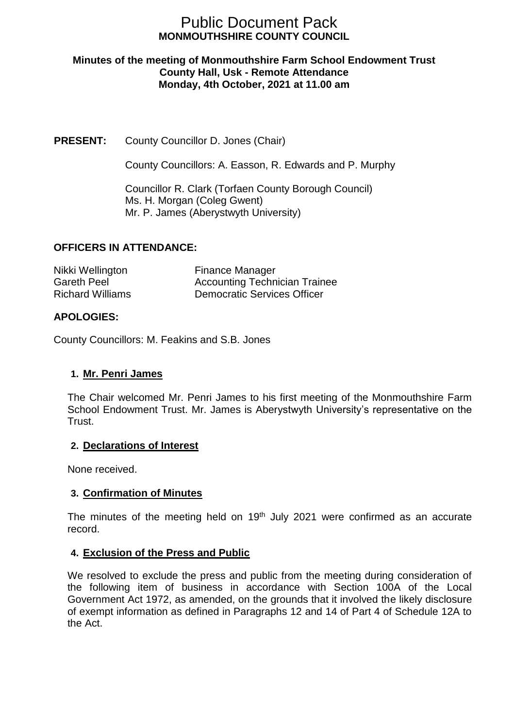# Public Document Pack
**MONMOUTHSHIRE COUNTY COUNCIL**

**Minutes of the meeting of Monmouthshire Farm School Endowment Trust**
**County Hall, Usk - Remote Attendance**
**Monday, 4th October, 2021 at 11.00 am**

**PRESENT:** County Councillor D. Jones (Chair)

County Councillors: A. Easson, R. Edwards and P. Murphy

Councillor R. Clark (Torfaen County Borough Council)
Ms. H. Morgan (Coleg Gwent)
Mr. P. James (Aberystwyth University)

## OFFICERS IN ATTENDANCE:

| | |
|---|---|
| Nikki Wellington | Finance Manager |
| Gareth Peel | Accounting Technician Trainee |
| Richard Williams | Democratic Services Officer |

## APOLOGIES:

County Councillors: M. Feakins and S.B. Jones

### 1. Mr. Penri James

The Chair welcomed Mr. Penri James to his first meeting of the Monmouthshire Farm School Endowment Trust. Mr. James is Aberystwyth University's representative on the Trust.

### 2. Declarations of Interest

None received.

### 3. Confirmation of Minutes

The minutes of the meeting held on 19th July 2021 were confirmed as an accurate record.

### 4. Exclusion of the Press and Public

We resolved to exclude the press and public from the meeting during consideration of the following item of business in accordance with Section 100A of the Local Government Act 1972, as amended, on the grounds that it involved the likely disclosure of exempt information as defined in Paragraphs 12 and 14 of Part 4 of Schedule 12A to the Act.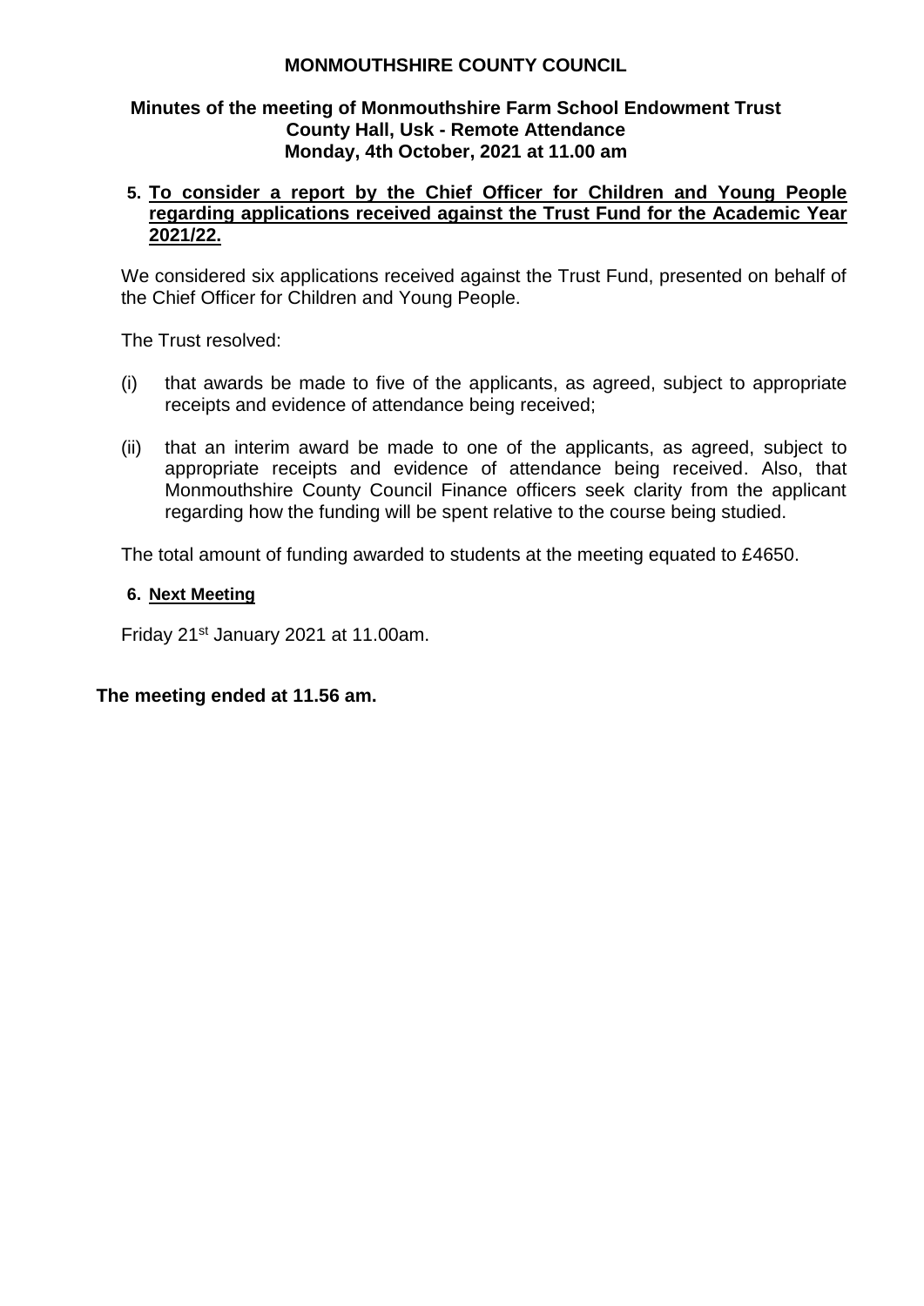**MONMOUTHSHIRE COUNTY COUNCIL**

**Minutes of the meeting of Monmouthshire Farm School Endowment Trust**
**County Hall, Usk - Remote Attendance**
**Monday, 4th October, 2021 at 11.00 am**

**5. To consider a report by the Chief Officer for Children and Young People regarding applications received against the Trust Fund for the Academic Year 2021/22.**

We considered six applications received against the Trust Fund, presented on behalf of the Chief Officer for Children and Young People.

The Trust resolved:

(i) that awards be made to five of the applicants, as agreed, subject to appropriate receipts and evidence of attendance being received;

(ii) that an interim award be made to one of the applicants, as agreed, subject to appropriate receipts and evidence of attendance being received. Also, that Monmouthshire County Council Finance officers seek clarity from the applicant regarding how the funding will be spent relative to the course being studied.

The total amount of funding awarded to students at the meeting equated to £4650.

**6. Next Meeting**

Friday 21st January 2021 at 11.00am.

**The meeting ended at 11.56 am.**